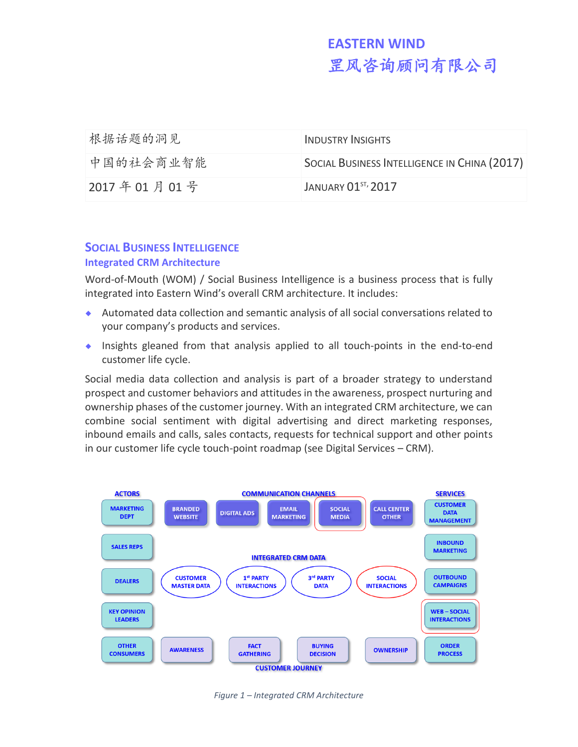# EASTERN WIND
# 罡风咨询顾问有限公司

| 根据话题的洞见 | INDUSTRY INSIGHTS |
|---|---|
| 中国的社会商业智能 | SOCIAL BUSINESS INTELLIGENCE IN CHINA (2017) |
| 2017 年 01 月 01 号 | JANUARY 01ST, 2017 |

## SOCIAL BUSINESS INTELLIGENCE

### Integrated CRM Architecture

Word-of-Mouth (WOM) / Social Business Intelligence is a business process that is fully integrated into Eastern Wind's overall CRM architecture. It includes:

- Automated data collection and semantic analysis of all social conversations related to your company's products and services.
- Insights gleaned from that analysis applied to all touch-points in the end-to-end customer life cycle.

Social media data collection and analysis is part of a broader strategy to understand prospect and customer behaviors and attitudes in the awareness, prospect nurturing and ownership phases of the customer journey. With an integrated CRM architecture, we can combine social sentiment with digital advertising and direct marketing responses, inbound emails and calls, sales contacts, requests for technical support and other points in our customer life cycle touch-point roadmap (see Digital Services – CRM).

ACTORS: MARKETING DEPT, SALES REPS, DEALERS, KEY OPINION LEADERS, OTHER CONSUMERS

COMMUNICATION CHANNELS: BRANDED WEBSITE, DIGITAL ADS, EMAIL MARKETING, SOCIAL MEDIA, CALL CENTER OTHER

SERVICES: CUSTOMER DATA MANAGEMENT, INBOUND MARKETING, OUTBOUND CAMPAIGNS, WEB – SOCIAL INTERACTIONS, ORDER PROCESS

INTEGRATED CRM DATA: CUSTOMER MASTER DATA, 1st PARTY INTERACTIONS, 3rd PARTY DATA, SOCIAL INTERACTIONS

CUSTOMER JOURNEY: AWARENESS, FACT GATHERING, BUYING DECISION, OWNERSHIP

*Figure 1 – Integrated CRM Architecture*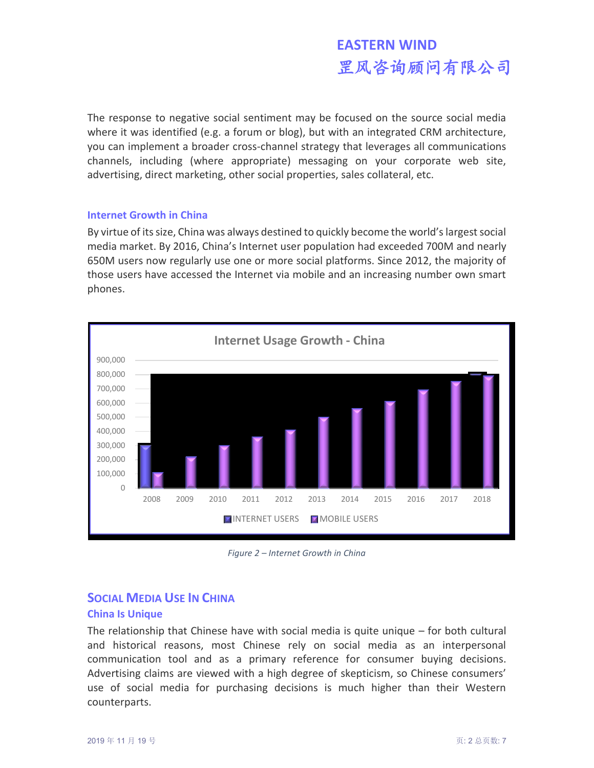The response to negative social sentiment may be focused on the source social media where it was identified (e.g. a forum or blog), but with an integrated CRM architecture, you can implement a broader cross-channel strategy that leverages all communications channels, including (where appropriate) messaging on your corporate web site, advertising, direct marketing, other social properties, sales collateral, etc.

### Internet Growth in China

By virtue of its size, China was always destined to quickly become the world's largest social media market. By 2016, China's Internet user population had exceeded 700M and nearly 650M users now regularly use one or more social platforms. Since 2012, the majority of those users have accessed the Internet via mobile and an increasing number own smart phones.

*Figure 2 – Internet Growth in China*

## Social Media Use In China

### China Is Unique

The relationship that Chinese have with social media is quite unique – for both cultural and historical reasons, most Chinese rely on social media as an interpersonal communication tool and as a primary reference for consumer buying decisions. Advertising claims are viewed with a high degree of skepticism, so Chinese consumers' use of social media for purchasing decisions is much higher than their Western counterparts.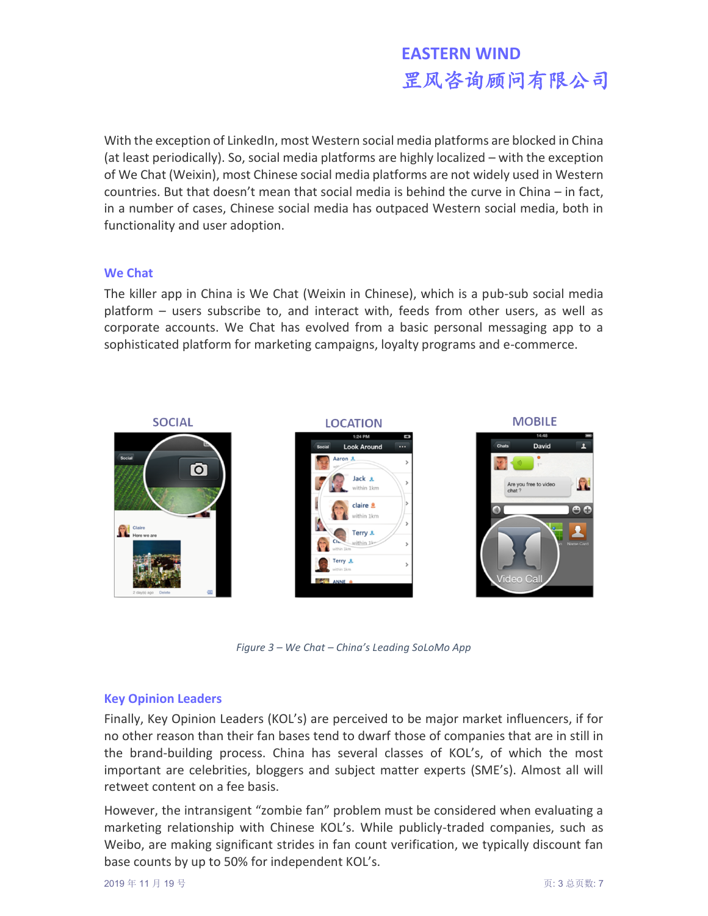With the exception of LinkedIn, most Western social media platforms are blocked in China (at least periodically). So, social media platforms are highly localized – with the exception of We Chat (Weixin), most Chinese social media platforms are not widely used in Western countries. But that doesn't mean that social media is behind the curve in China – in fact, in a number of cases, Chinese social media has outpaced Western social media, both in functionality and user adoption.

### We Chat

The killer app in China is We Chat (Weixin in Chinese), which is a pub-sub social media platform – users subscribe to, and interact with, feeds from other users, as well as corporate accounts. We Chat has evolved from a basic personal messaging app to a sophisticated platform for marketing campaigns, loyalty programs and e-commerce.

*Figure 3 – We Chat – China's Leading SoLoMo App*

### Key Opinion Leaders

Finally, Key Opinion Leaders (KOL's) are perceived to be major market influencers, if for no other reason than their fan bases tend to dwarf those of companies that are in still in the brand-building process. China has several classes of KOL's, of which the most important are celebrities, bloggers and subject matter experts (SME's). Almost all will retweet content on a fee basis.

However, the intransigent "zombie fan" problem must be considered when evaluating a marketing relationship with Chinese KOL's. While publicly-traded companies, such as Weibo, are making significant strides in fan count verification, we typically discount fan base counts by up to 50% for independent KOL's.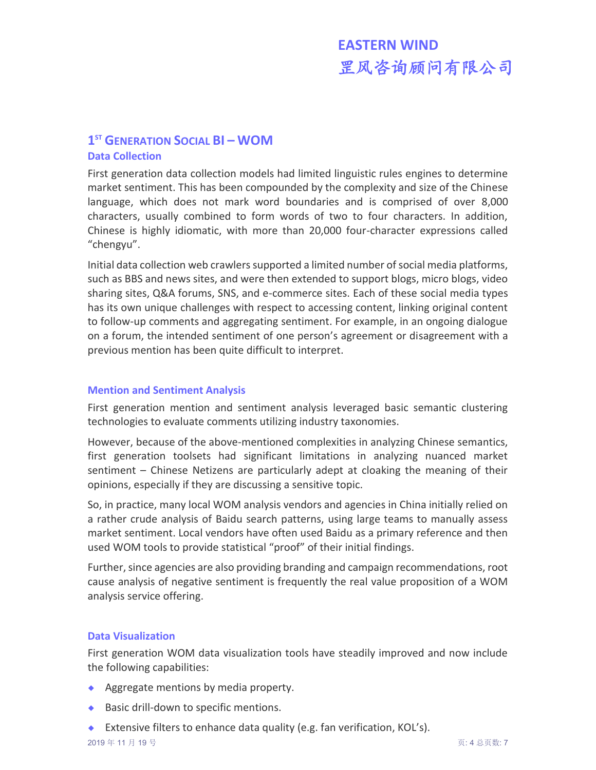## 1[ST] Generation Social BI – WOM

### Data Collection

First generation data collection models had limited linguistic rules engines to determine market sentiment. This has been compounded by the complexity and size of the Chinese language, which does not mark word boundaries and is comprised of over 8,000 characters, usually combined to form words of two to four characters. In addition, Chinese is highly idiomatic, with more than 20,000 four-character expressions called “chengyu”.

Initial data collection web crawlers supported a limited number of social media platforms, such as BBS and news sites, and were then extended to support blogs, micro blogs, video sharing sites, Q&A forums, SNS, and e-commerce sites. Each of these social media types has its own unique challenges with respect to accessing content, linking original content to follow-up comments and aggregating sentiment. For example, in an ongoing dialogue on a forum, the intended sentiment of one person’s agreement or disagreement with a previous mention has been quite difficult to interpret.

### Mention and Sentiment Analysis

First generation mention and sentiment analysis leveraged basic semantic clustering technologies to evaluate comments utilizing industry taxonomies.

However, because of the above-mentioned complexities in analyzing Chinese semantics, first generation toolsets had significant limitations in analyzing nuanced market sentiment – Chinese Netizens are particularly adept at cloaking the meaning of their opinions, especially if they are discussing a sensitive topic.

So, in practice, many local WOM analysis vendors and agencies in China initially relied on a rather crude analysis of Baidu search patterns, using large teams to manually assess market sentiment. Local vendors have often used Baidu as a primary reference and then used WOM tools to provide statistical “proof” of their initial findings.

Further, since agencies are also providing branding and campaign recommendations, root cause analysis of negative sentiment is frequently the real value proposition of a WOM analysis service offering.

### Data Visualization

First generation WOM data visualization tools have steadily improved and now include the following capabilities:

- Aggregate mentions by media property.
- Basic drill-down to specific mentions.
- Extensive filters to enhance data quality (e.g. fan verification, KOL’s).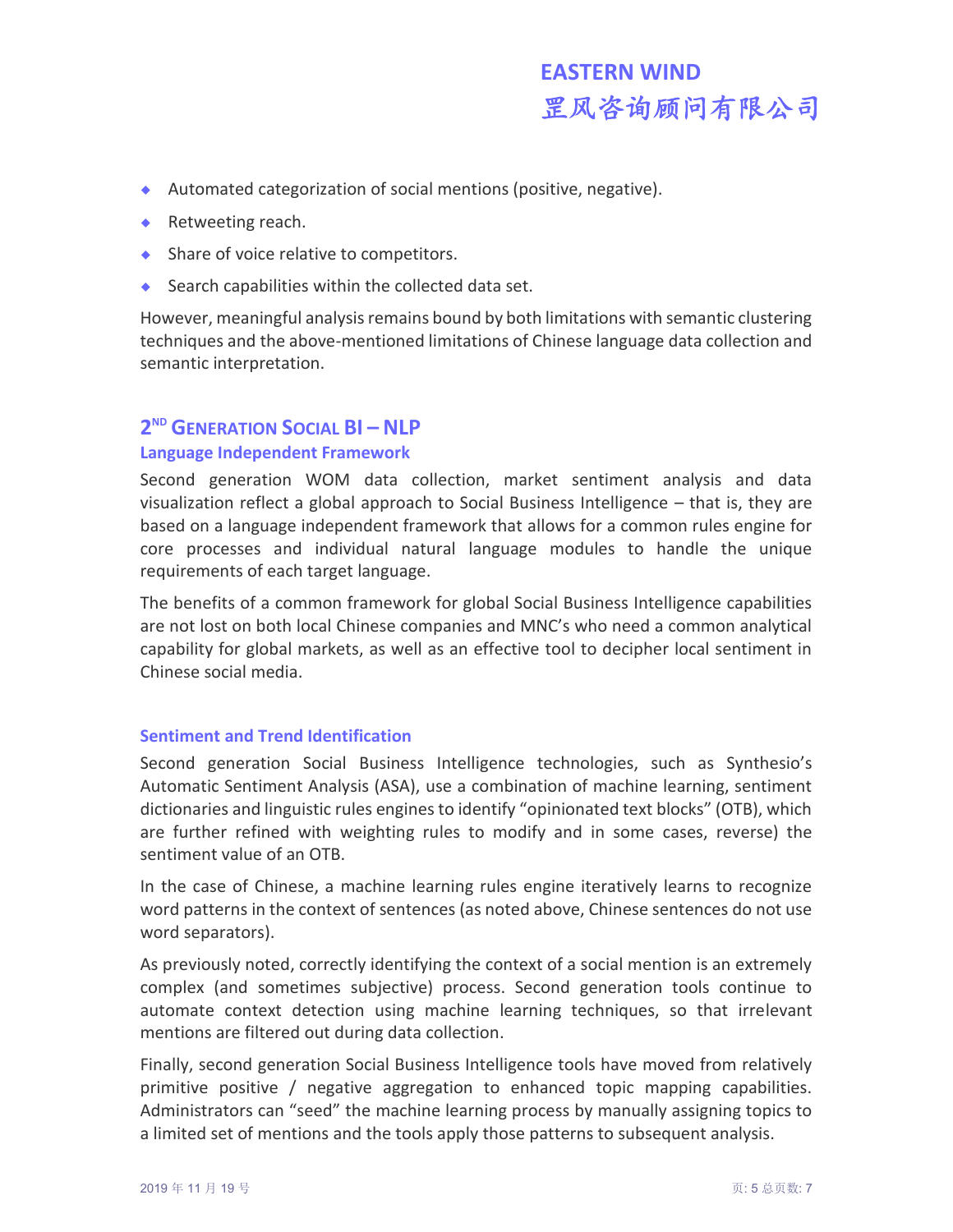- Automated categorization of social mentions (positive, negative).
- Retweeting reach.
- Share of voice relative to competitors.
- Search capabilities within the collected data set.

However, meaningful analysis remains bound by both limitations with semantic clustering techniques and the above-mentioned limitations of Chinese language data collection and semantic interpretation.

## 2ND GENERATION SOCIAL BI – NLP

### Language Independent Framework

Second generation WOM data collection, market sentiment analysis and data visualization reflect a global approach to Social Business Intelligence – that is, they are based on a language independent framework that allows for a common rules engine for core processes and individual natural language modules to handle the unique requirements of each target language.

The benefits of a common framework for global Social Business Intelligence capabilities are not lost on both local Chinese companies and MNC's who need a common analytical capability for global markets, as well as an effective tool to decipher local sentiment in Chinese social media.

### Sentiment and Trend Identification

Second generation Social Business Intelligence technologies, such as Synthesio's Automatic Sentiment Analysis (ASA), use a combination of machine learning, sentiment dictionaries and linguistic rules engines to identify "opinionated text blocks" (OTB), which are further refined with weighting rules to modify and in some cases, reverse) the sentiment value of an OTB.

In the case of Chinese, a machine learning rules engine iteratively learns to recognize word patterns in the context of sentences (as noted above, Chinese sentences do not use word separators).

As previously noted, correctly identifying the context of a social mention is an extremely complex (and sometimes subjective) process. Second generation tools continue to automate context detection using machine learning techniques, so that irrelevant mentions are filtered out during data collection.

Finally, second generation Social Business Intelligence tools have moved from relatively primitive positive / negative aggregation to enhanced topic mapping capabilities. Administrators can "seed" the machine learning process by manually assigning topics to a limited set of mentions and the tools apply those patterns to subsequent analysis.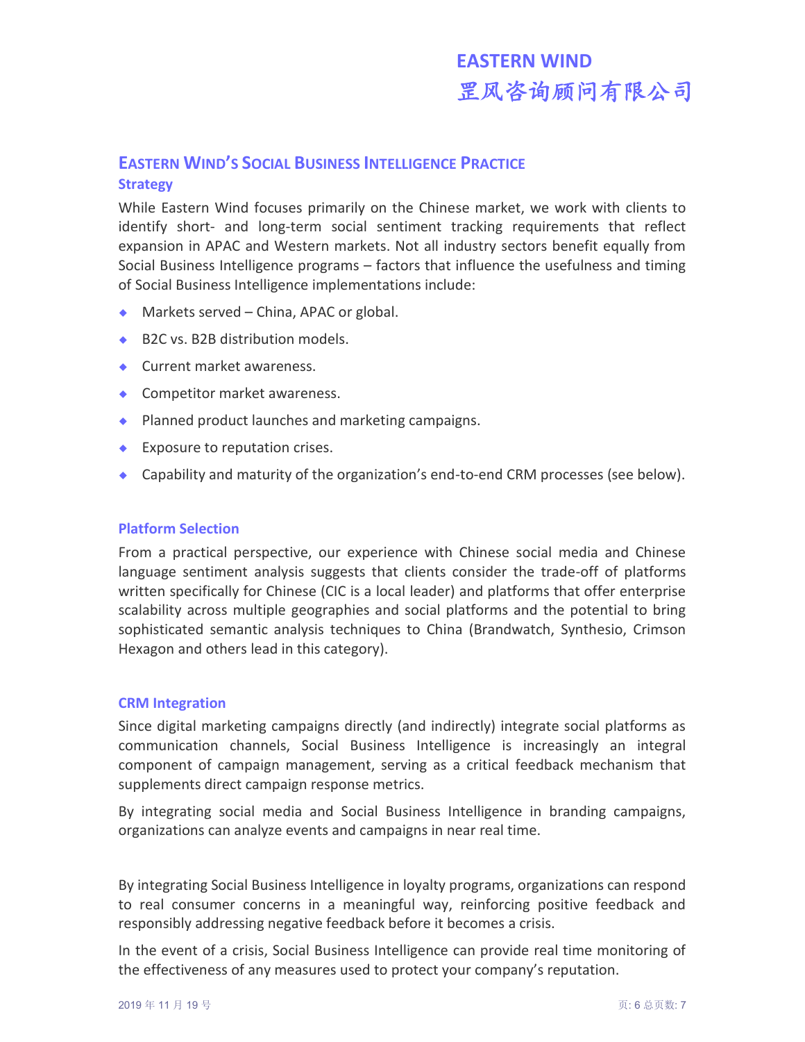# EASTERN WIND'S SOCIAL BUSINESS INTELLIGENCE PRACTICE

## Strategy

While Eastern Wind focuses primarily on the Chinese market, we work with clients to identify short- and long-term social sentiment tracking requirements that reflect expansion in APAC and Western markets. Not all industry sectors benefit equally from Social Business Intelligence programs – factors that influence the usefulness and timing of Social Business Intelligence implementations include:

- Markets served – China, APAC or global.
- B2C vs. B2B distribution models.
- Current market awareness.
- Competitor market awareness.
- Planned product launches and marketing campaigns.
- Exposure to reputation crises.
- Capability and maturity of the organization's end-to-end CRM processes (see below).

## Platform Selection

From a practical perspective, our experience with Chinese social media and Chinese language sentiment analysis suggests that clients consider the trade-off of platforms written specifically for Chinese (CIC is a local leader) and platforms that offer enterprise scalability across multiple geographies and social platforms and the potential to bring sophisticated semantic analysis techniques to China (Brandwatch, Synthesio, Crimson Hexagon and others lead in this category).

## CRM Integration

Since digital marketing campaigns directly (and indirectly) integrate social platforms as communication channels, Social Business Intelligence is increasingly an integral component of campaign management, serving as a critical feedback mechanism that supplements direct campaign response metrics.

By integrating social media and Social Business Intelligence in branding campaigns, organizations can analyze events and campaigns in near real time.

By integrating Social Business Intelligence in loyalty programs, organizations can respond to real consumer concerns in a meaningful way, reinforcing positive feedback and responsibly addressing negative feedback before it becomes a crisis.

In the event of a crisis, Social Business Intelligence can provide real time monitoring of the effectiveness of any measures used to protect your company's reputation.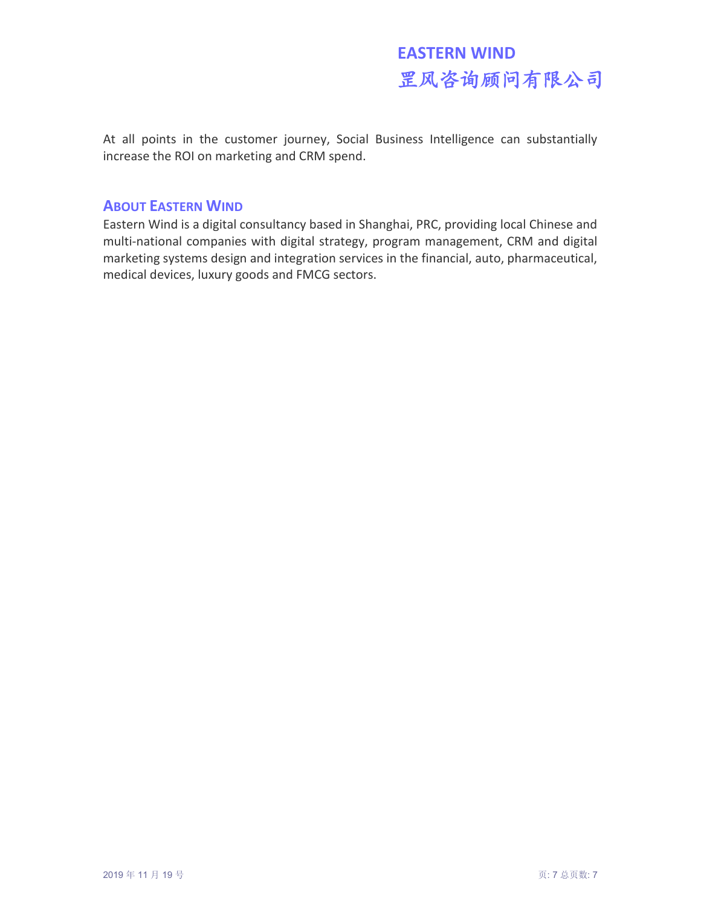At all points in the customer journey, Social Business Intelligence can substantially increase the ROI on marketing and CRM spend.

## About Eastern Wind

Eastern Wind is a digital consultancy based in Shanghai, PRC, providing local Chinese and multi-national companies with digital strategy, program management, CRM and digital marketing systems design and integration services in the financial, auto, pharmaceutical, medical devices, luxury goods and FMCG sectors.